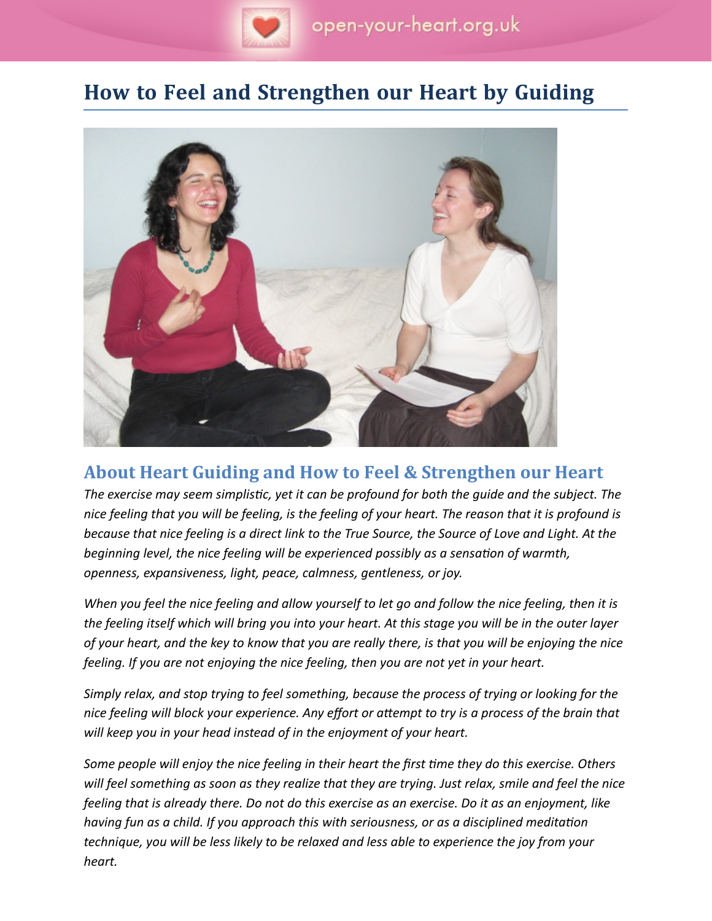# How to Feel and Strengthen our Heart by Guiding

## About Heart Guiding and How to Feel & Strengthen our Heart

*The exercise may seem simplistic, yet it can be profound for both the guide and the subject. The nice feeling that you will be feeling, is the feeling of your heart. The reason that it is profound is because that nice feeling is a direct link to the True Source, the Source of Love and Light. At the beginning level, the nice feeling will be experienced possibly as a sensation of warmth, openness, expansiveness, light, peace, calmness, gentleness, or joy.*

*When you feel the nice feeling and allow yourself to let go and follow the nice feeling, then it is the feeling itself which will bring you into your heart. At this stage you will be in the outer layer of your heart, and the key to know that you are really there, is that you will be enjoying the nice feeling. If you are not enjoying the nice feeling, then you are not yet in your heart.*

*Simply relax, and stop trying to feel something, because the process of trying or looking for the nice feeling will block your experience. Any effort or attempt to try is a process of the brain that will keep you in your head instead of in the enjoyment of your heart.*

*Some people will enjoy the nice feeling in their heart the first time they do this exercise. Others will feel something as soon as they realize that they are trying. Just relax, smile and feel the nice feeling that is already there. Do not do this exercise as an exercise. Do it as an enjoyment, like having fun as a child. If you approach this with seriousness, or as a disciplined meditation technique, you will be less likely to be relaxed and less able to experience the joy from your heart.*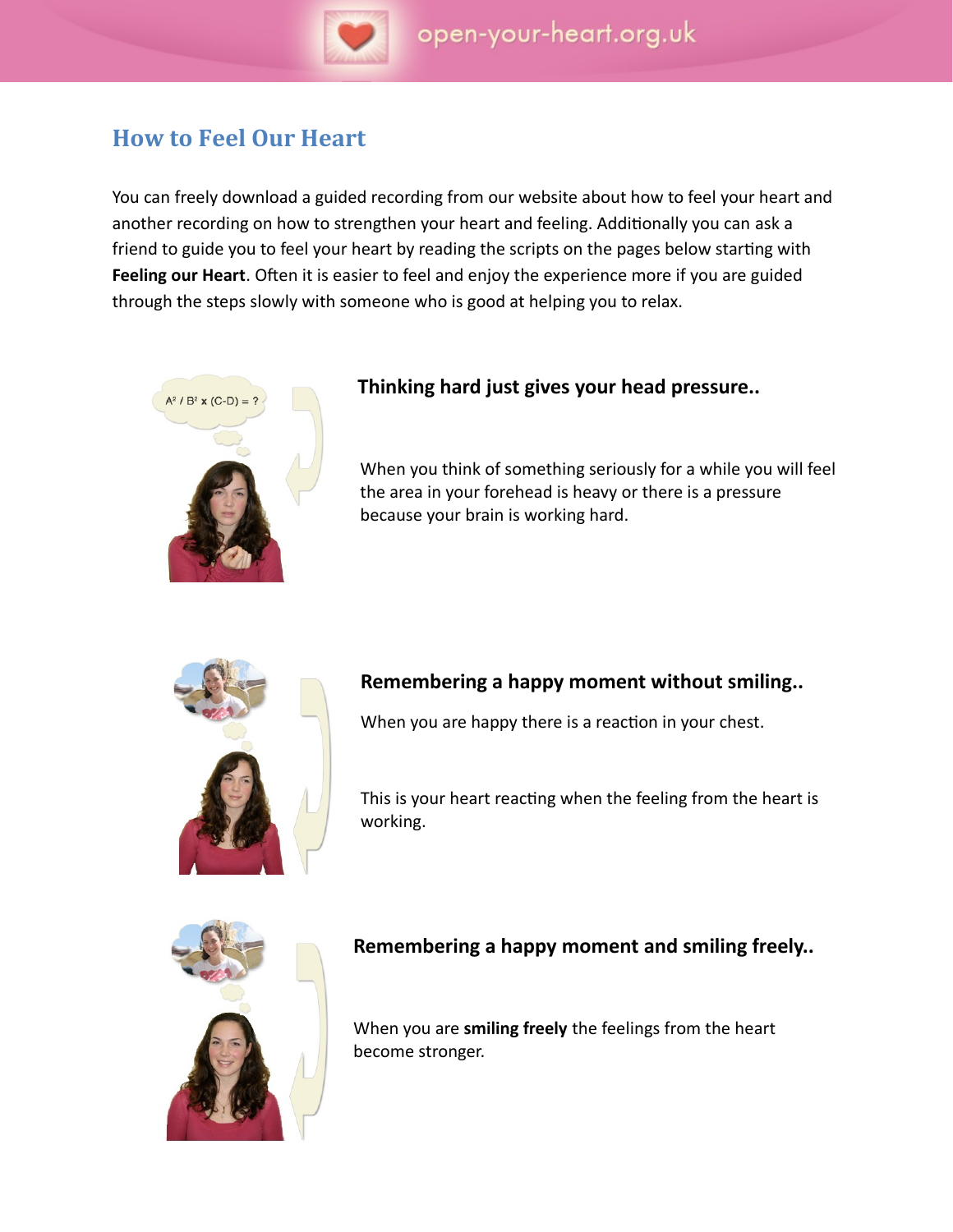## How to Feel Our Heart

You can freely download a guided recording from our website about how to feel your heart and another recording on how to strengthen your heart and feeling. Additionally you can ask a friend to guide you to feel your heart by reading the scripts on the pages below starting with **Feeling our Heart**. Often it is easier to feel and enjoy the experience more if you are guided through the steps slowly with someone who is good at helping you to relax.

### Thinking hard just gives your head pressure..

When you think of something seriously for a while you will feel the area in your forehead is heavy or there is a pressure because your brain is working hard.

### Remembering a happy moment without smiling..

When you are happy there is a reaction in your chest.

This is your heart reacting when the feeling from the heart is working.

### Remembering a happy moment and smiling freely..

When you are **smiling freely** the feelings from the heart become stronger.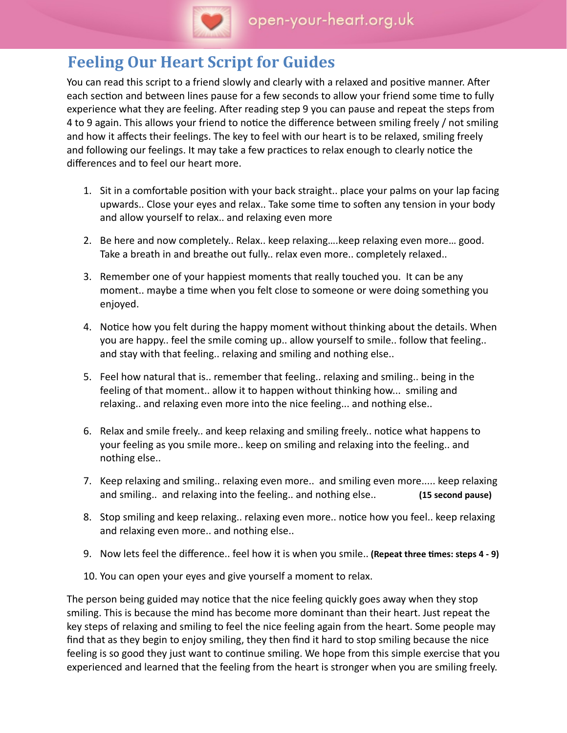# Feeling Our Heart Script for Guides

You can read this script to a friend slowly and clearly with a relaxed and positive manner. After each section and between lines pause for a few seconds to allow your friend some time to fully experience what they are feeling. After reading step 9 you can pause and repeat the steps from 4 to 9 again. This allows your friend to notice the difference between smiling freely / not smiling and how it affects their feelings. The key to feel with our heart is to be relaxed, smiling freely and following our feelings. It may take a few practices to relax enough to clearly notice the differences and to feel our heart more.

1. Sit in a comfortable position with your back straight.. place your palms on your lap facing upwards.. Close your eyes and relax.. Take some time to soften any tension in your body and allow yourself to relax.. and relaxing even more
2. Be here and now completely.. Relax.. keep relaxing….keep relaxing even more… good. Take a breath in and breathe out fully.. relax even more.. completely relaxed..
3. Remember one of your happiest moments that really touched you. It can be any moment.. maybe a time when you felt close to someone or were doing something you enjoyed.
4. Notice how you felt during the happy moment without thinking about the details. When you are happy.. feel the smile coming up.. allow yourself to smile.. follow that feeling.. and stay with that feeling.. relaxing and smiling and nothing else..
5. Feel how natural that is.. remember that feeling.. relaxing and smiling.. being in the feeling of that moment.. allow it to happen without thinking how... smiling and relaxing.. and relaxing even more into the nice feeling... and nothing else..
6. Relax and smile freely.. and keep relaxing and smiling freely.. notice what happens to your feeling as you smile more.. keep on smiling and relaxing into the feeling.. and nothing else..
7. Keep relaxing and smiling.. relaxing even more.. and smiling even more..... keep relaxing and smiling.. and relaxing into the feeling.. and nothing else.. **(15 second pause)**
8. Stop smiling and keep relaxing.. relaxing even more.. notice how you feel.. keep relaxing and relaxing even more.. and nothing else..
9. Now lets feel the difference.. feel how it is when you smile.. **(Repeat three times: steps 4 - 9)**
10. You can open your eyes and give yourself a moment to relax.

The person being guided may notice that the nice feeling quickly goes away when they stop smiling. This is because the mind has become more dominant than their heart. Just repeat the key steps of relaxing and smiling to feel the nice feeling again from the heart. Some people may find that as they begin to enjoy smiling, they then find it hard to stop smiling because the nice feeling is so good they just want to continue smiling. We hope from this simple exercise that you experienced and learned that the feeling from the heart is stronger when you are smiling freely.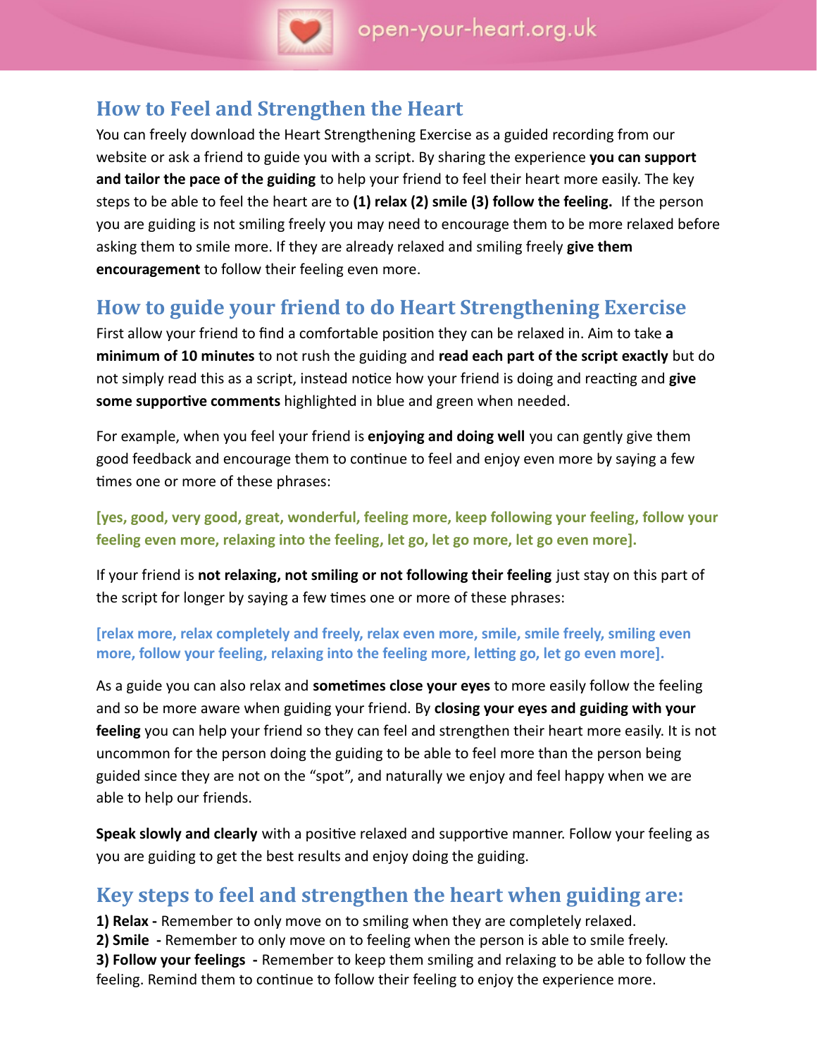## How to Feel and Strengthen the Heart

You can freely download the Heart Strengthening Exercise as a guided recording from our website or ask a friend to guide you with a script. By sharing the experience **you can support and tailor the pace of the guiding** to help your friend to feel their heart more easily. The key steps to be able to feel the heart are to **(1) relax (2) smile (3) follow the feeling.** If the person you are guiding is not smiling freely you may need to encourage them to be more relaxed before asking them to smile more. If they are already relaxed and smiling freely **give them encouragement** to follow their feeling even more.

## How to guide your friend to do Heart Strengthening Exercise

First allow your friend to find a comfortable position they can be relaxed in. Aim to take **a minimum of 10 minutes** to not rush the guiding and **read each part of the script exactly** but do not simply read this as a script, instead notice how your friend is doing and reacting and **give some supportive comments** highlighted in blue and green when needed.

For example, when you feel your friend is **enjoying and doing well** you can gently give them good feedback and encourage them to continue to feel and enjoy even more by saying a few times one or more of these phrases:

**[yes, good, very good, great, wonderful, feeling more, keep following your feeling, follow your feeling even more, relaxing into the feeling, let go, let go more, let go even more].**

If your friend is **not relaxing, not smiling or not following their feeling** just stay on this part of the script for longer by saying a few times one or more of these phrases:

**[relax more, relax completely and freely, relax even more, smile, smile freely, smiling even more, follow your feeling, relaxing into the feeling more, letting go, let go even more].**

As a guide you can also relax and **sometimes close your eyes** to more easily follow the feeling and so be more aware when guiding your friend. By **closing your eyes and guiding with your feeling** you can help your friend so they can feel and strengthen their heart more easily. It is not uncommon for the person doing the guiding to be able to feel more than the person being guided since they are not on the "spot", and naturally we enjoy and feel happy when we are able to help our friends.

**Speak slowly and clearly** with a positive relaxed and supportive manner. Follow your feeling as you are guiding to get the best results and enjoy doing the guiding.

## Key steps to feel and strengthen the heart when guiding are:

**1) Relax -** Remember to only move on to smiling when they are completely relaxed.
**2) Smile -** Remember to only move on to feeling when the person is able to smile freely.
**3) Follow your feelings -** Remember to keep them smiling and relaxing to be able to follow the feeling. Remind them to continue to follow their feeling to enjoy the experience more.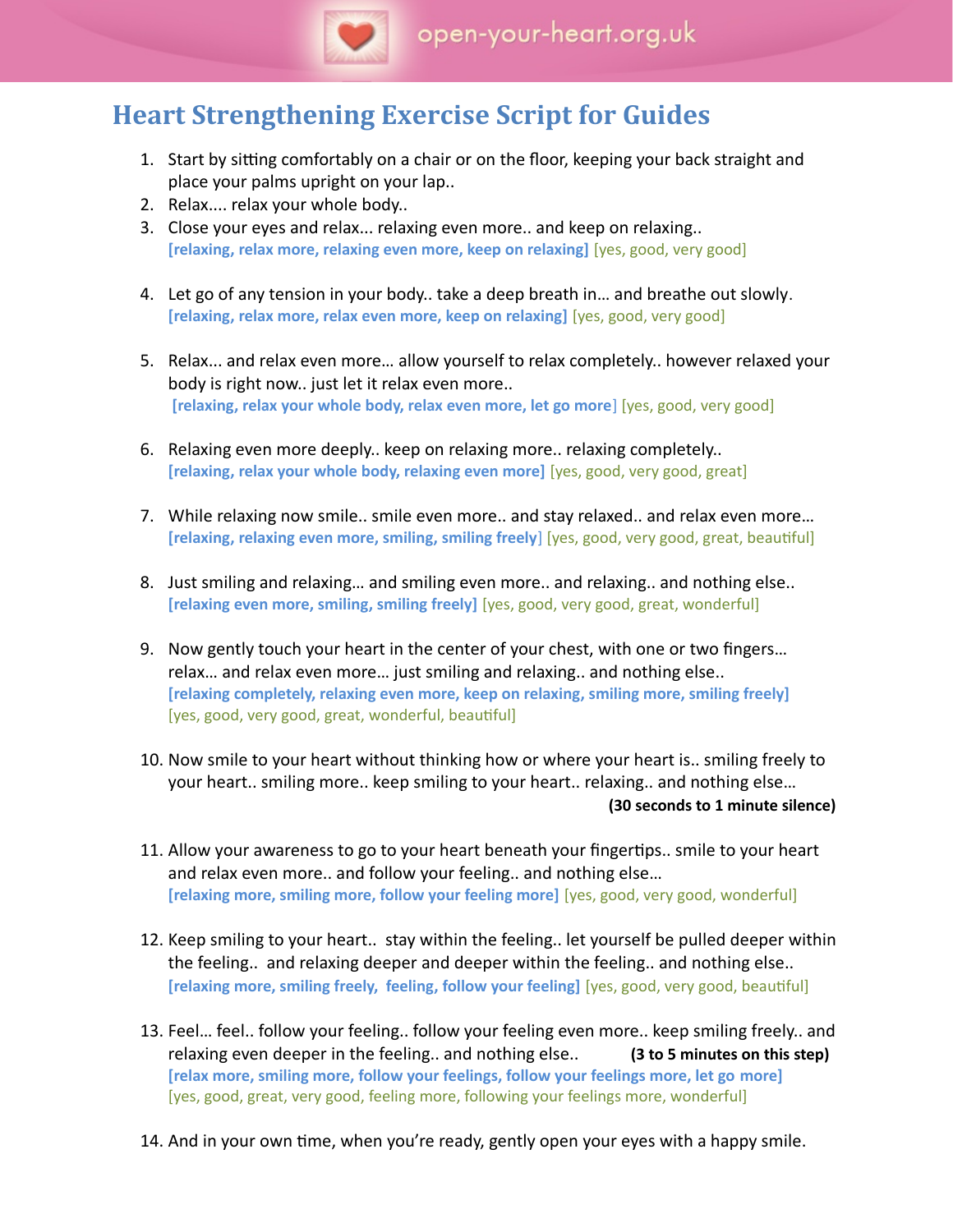# Heart Strengthening Exercise Script for Guides

1. Start by sitting comfortably on a chair or on the floor, keeping your back straight and place your palms upright on your lap..
2. Relax.... relax your whole body..
3. Close your eyes and relax... relaxing even more.. and keep on relaxing..
   **[relaxing, relax more, relaxing even more, keep on relaxing]** [yes, good, very good]

4. Let go of any tension in your body.. take a deep breath in… and breathe out slowly.
   **[relaxing, relax more, relax even more, keep on relaxing]** [yes, good, very good]

5. Relax... and relax even more… allow yourself to relax completely.. however relaxed your body is right now.. just let it relax even more..
   **[relaxing, relax your whole body, relax even more, let go more]** [yes, good, very good]

6. Relaxing even more deeply.. keep on relaxing more.. relaxing completely..
   **[relaxing, relax your whole body, relaxing even more]** [yes, good, very good, great]

7. While relaxing now smile.. smile even more.. and stay relaxed.. and relax even more…
   **[relaxing, relaxing even more, smiling, smiling freely]** [yes, good, very good, great, beautiful]

8. Just smiling and relaxing… and smiling even more.. and relaxing.. and nothing else..
   **[relaxing even more, smiling, smiling freely]** [yes, good, very good, great, wonderful]

9. Now gently touch your heart in the center of your chest, with one or two fingers… relax… and relax even more… just smiling and relaxing.. and nothing else..
   **[relaxing completely, relaxing even more, keep on relaxing, smiling more, smiling freely]** [yes, good, very good, great, wonderful, beautiful]

10. Now smile to your heart without thinking how or where your heart is.. smiling freely to your heart.. smiling more.. keep smiling to your heart.. relaxing.. and nothing else…
    **(30 seconds to 1 minute silence)**

11. Allow your awareness to go to your heart beneath your fingertips.. smile to your heart and relax even more.. and follow your feeling.. and nothing else…
    **[relaxing more, smiling more, follow your feeling more]** [yes, good, very good, wonderful]

12. Keep smiling to your heart.. stay within the feeling.. let yourself be pulled deeper within the feeling.. and relaxing deeper and deeper within the feeling.. and nothing else..
    **[relaxing more, smiling freely, feeling, follow your feeling]** [yes, good, very good, beautiful]

13. Feel… feel.. follow your feeling.. follow your feeling even more.. keep smiling freely.. and relaxing even deeper in the feeling.. and nothing else.. **(3 to 5 minutes on this step)**
    **[relax more, smiling more, follow your feelings, follow your feelings more, let go more]** [yes, good, great, very good, feeling more, following your feelings more, wonderful]

14. And in your own time, when you're ready, gently open your eyes with a happy smile.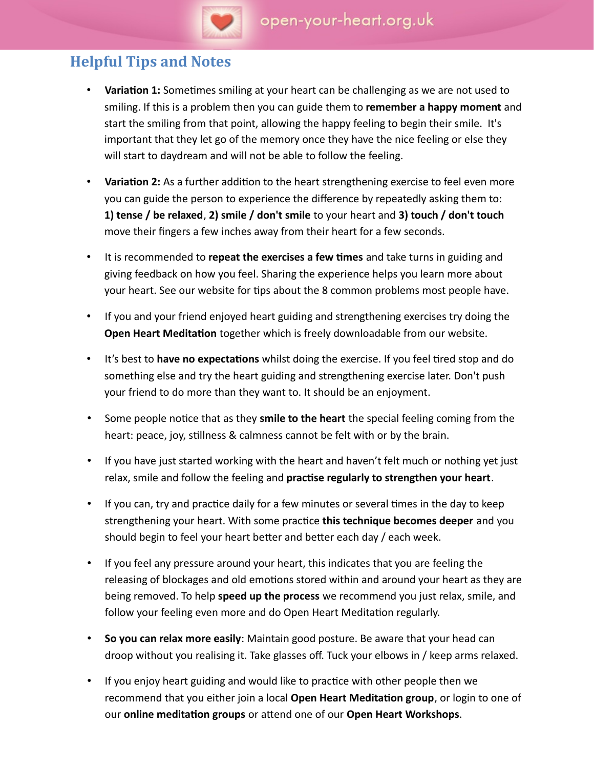## Helpful Tips and Notes

- **Variation 1:** Sometimes smiling at your heart can be challenging as we are not used to smiling. If this is a problem then you can guide them to **remember a happy moment** and start the smiling from that point, allowing the happy feeling to begin their smile. It's important that they let go of the memory once they have the nice feeling or else they will start to daydream and will not be able to follow the feeling.
- **Variation 2:** As a further addition to the heart strengthening exercise to feel even more you can guide the person to experience the difference by repeatedly asking them to: **1) tense / be relaxed**, **2) smile / don't smile** to your heart and **3) touch / don't touch** move their fingers a few inches away from their heart for a few seconds.
- It is recommended to **repeat the exercises a few times** and take turns in guiding and giving feedback on how you feel. Sharing the experience helps you learn more about your heart. See our website for tips about the 8 common problems most people have.
- If you and your friend enjoyed heart guiding and strengthening exercises try doing the **Open Heart Meditation** together which is freely downloadable from our website.
- It's best to **have no expectations** whilst doing the exercise. If you feel tired stop and do something else and try the heart guiding and strengthening exercise later. Don't push your friend to do more than they want to. It should be an enjoyment.
- Some people notice that as they **smile to the heart** the special feeling coming from the heart: peace, joy, stillness & calmness cannot be felt with or by the brain.
- If you have just started working with the heart and haven't felt much or nothing yet just relax, smile and follow the feeling and **practise regularly to strengthen your heart**.
- If you can, try and practice daily for a few minutes or several times in the day to keep strengthening your heart. With some practice **this technique becomes deeper** and you should begin to feel your heart better and better each day / each week.
- If you feel any pressure around your heart, this indicates that you are feeling the releasing of blockages and old emotions stored within and around your heart as they are being removed. To help **speed up the process** we recommend you just relax, smile, and follow your feeling even more and do Open Heart Meditation regularly.
- **So you can relax more easily**: Maintain good posture. Be aware that your head can droop without you realising it. Take glasses off. Tuck your elbows in / keep arms relaxed.
- If you enjoy heart guiding and would like to practice with other people then we recommend that you either join a local **Open Heart Meditation group**, or login to one of our **online meditation groups** or attend one of our **Open Heart Workshops**.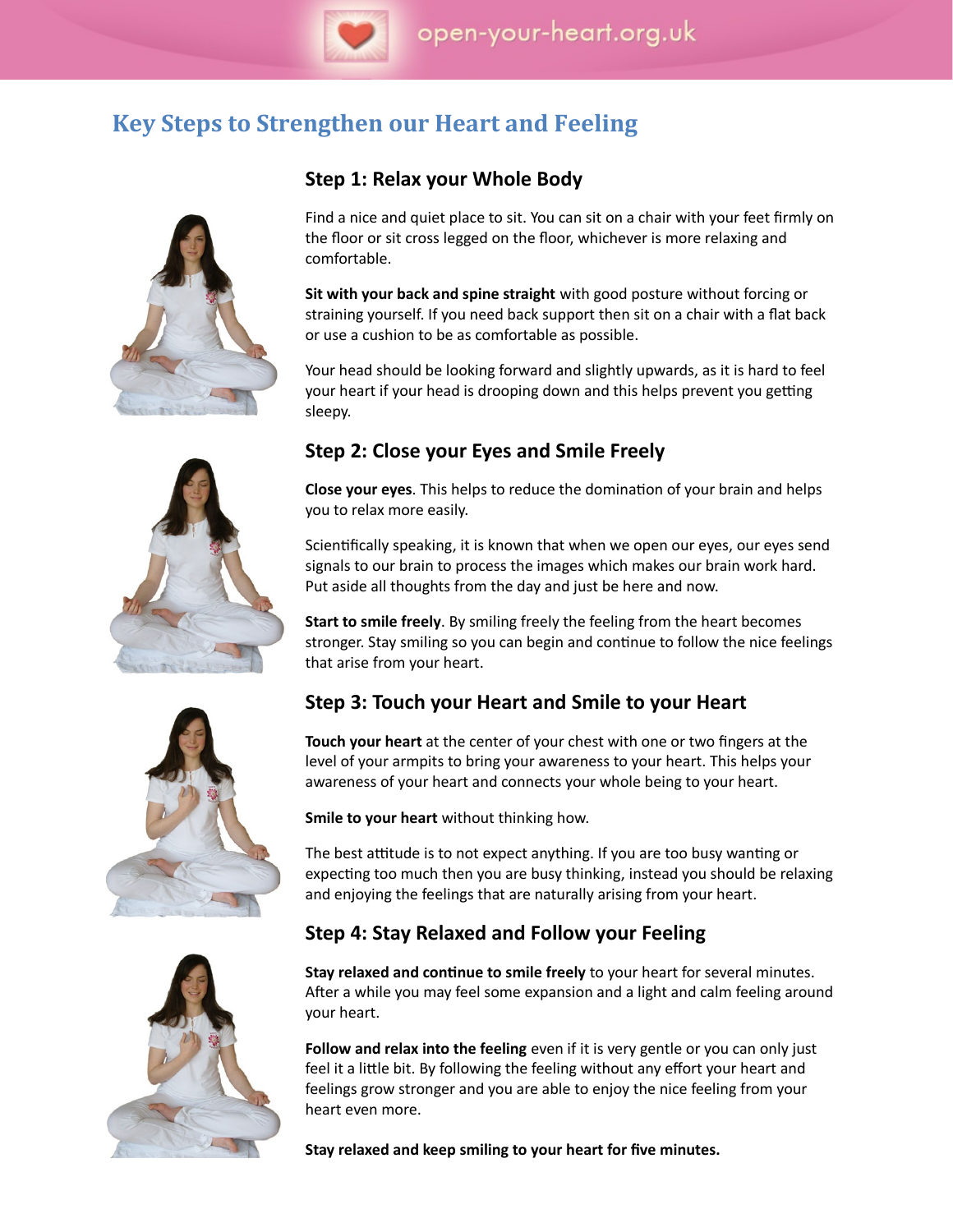# Key Steps to Strengthen our Heart and Feeling

## Step 1: Relax your Whole Body

Find a nice and quiet place to sit. You can sit on a chair with your feet firmly on the floor or sit cross legged on the floor, whichever is more relaxing and comfortable.

**Sit with your back and spine straight** with good posture without forcing or straining yourself. If you need back support then sit on a chair with a flat back or use a cushion to be as comfortable as possible.

Your head should be looking forward and slightly upwards, as it is hard to feel your heart if your head is drooping down and this helps prevent you getting sleepy.

## Step 2: Close your Eyes and Smile Freely

**Close your eyes**. This helps to reduce the domination of your brain and helps you to relax more easily.

Scientifically speaking, it is known that when we open our eyes, our eyes send signals to our brain to process the images which makes our brain work hard. Put aside all thoughts from the day and just be here and now.

**Start to smile freely**. By smiling freely the feeling from the heart becomes stronger. Stay smiling so you can begin and continue to follow the nice feelings that arise from your heart.

## Step 3: Touch your Heart and Smile to your Heart

**Touch your heart** at the center of your chest with one or two fingers at the level of your armpits to bring your awareness to your heart. This helps your awareness of your heart and connects your whole being to your heart.

**Smile to your heart** without thinking how.

The best attitude is to not expect anything. If you are too busy wanting or expecting too much then you are busy thinking, instead you should be relaxing and enjoying the feelings that are naturally arising from your heart.

## Step 4: Stay Relaxed and Follow your Feeling

**Stay relaxed and continue to smile freely** to your heart for several minutes. After a while you may feel some expansion and a light and calm feeling around your heart.

**Follow and relax into the feeling** even if it is very gentle or you can only just feel it a little bit. By following the feeling without any effort your heart and feelings grow stronger and you are able to enjoy the nice feeling from your heart even more.

**Stay relaxed and keep smiling to your heart for five minutes.**